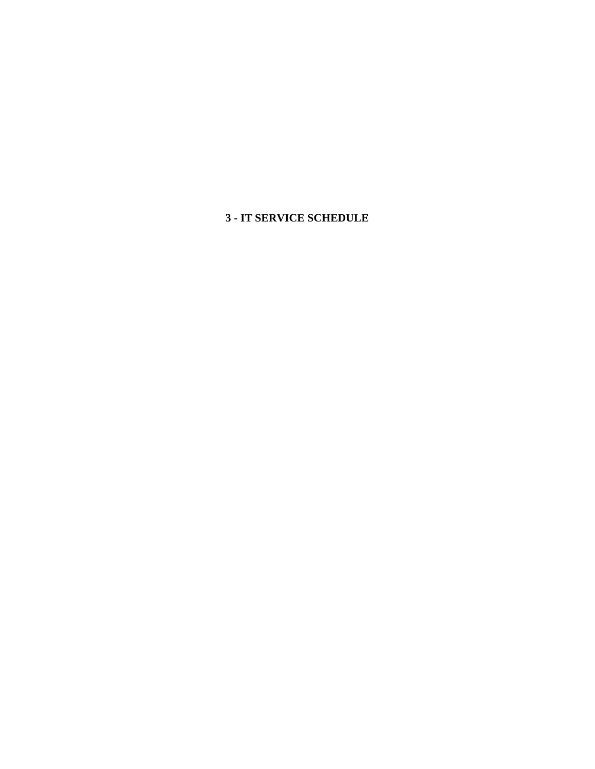# 3 - IT SERVICE SCHEDULE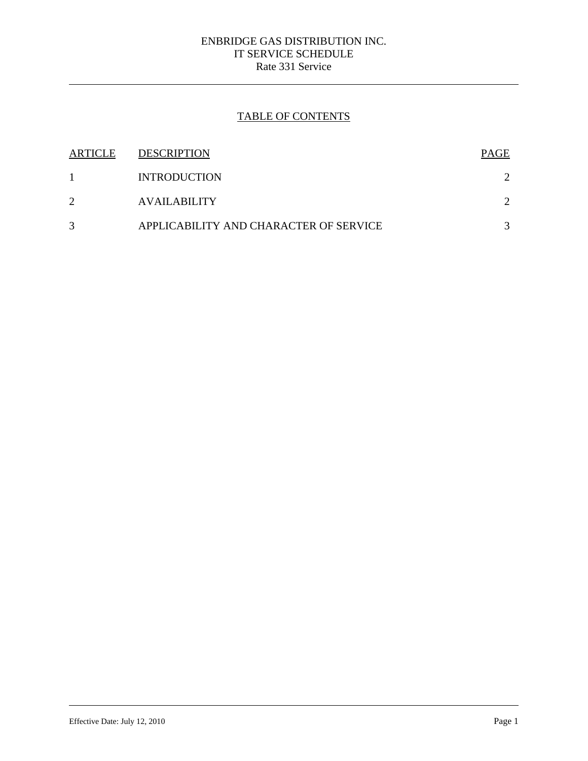ENBRIDGE GAS DISTRIBUTION INC.
IT SERVICE SCHEDULE
Rate 331 Service

# TABLE OF CONTENTS

| ARTICLE | DESCRIPTION | PAGE |
|---|---|---|
| 1 | INTRODUCTION | 2 |
| 2 | AVAILABILITY | 2 |
| 3 | APPLICABILITY AND CHARACTER OF SERVICE | 3 |

Effective Date: July 12, 2010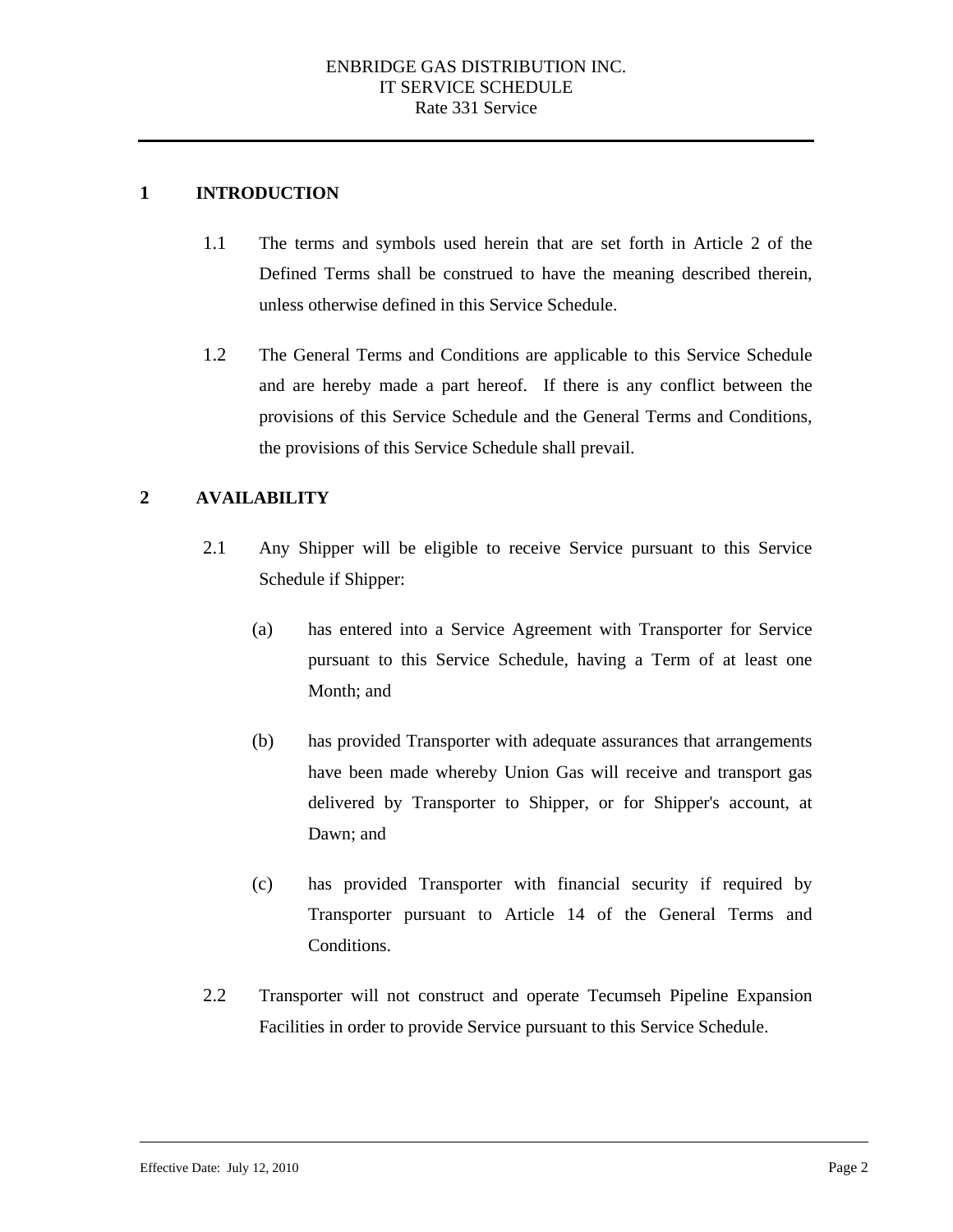## 1 INTRODUCTION

1.1 The terms and symbols used herein that are set forth in Article 2 of the Defined Terms shall be construed to have the meaning described therein, unless otherwise defined in this Service Schedule.

1.2 The General Terms and Conditions are applicable to this Service Schedule and are hereby made a part hereof. If there is any conflict between the provisions of this Service Schedule and the General Terms and Conditions, the provisions of this Service Schedule shall prevail.

## 2 AVAILABILITY

2.1 Any Shipper will be eligible to receive Service pursuant to this Service Schedule if Shipper:

(a) has entered into a Service Agreement with Transporter for Service pursuant to this Service Schedule, having a Term of at least one Month; and

(b) has provided Transporter with adequate assurances that arrangements have been made whereby Union Gas will receive and transport gas delivered by Transporter to Shipper, or for Shipper's account, at Dawn; and

(c) has provided Transporter with financial security if required by Transporter pursuant to Article 14 of the General Terms and Conditions.

2.2 Transporter will not construct and operate Tecumseh Pipeline Expansion Facilities in order to provide Service pursuant to this Service Schedule.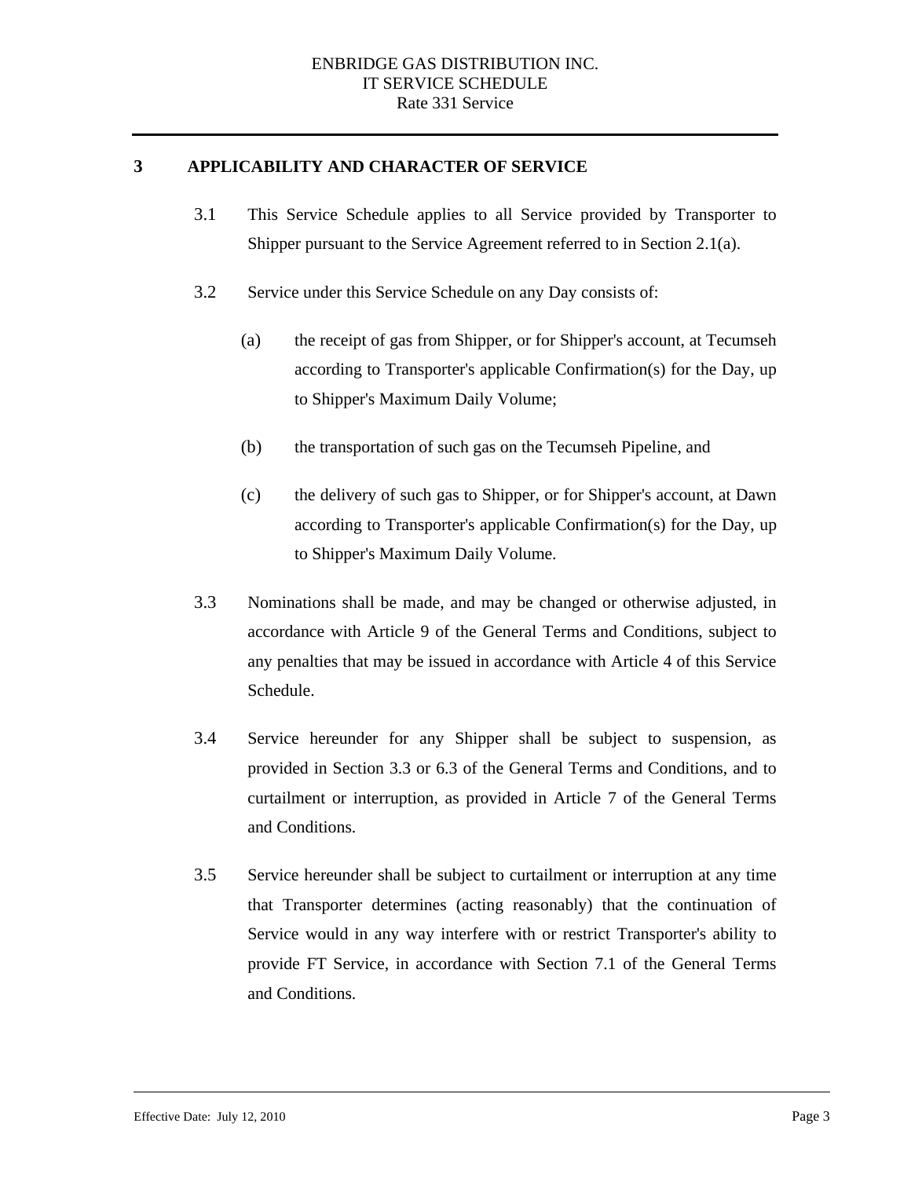## 3 APPLICABILITY AND CHARACTER OF SERVICE

3.1 This Service Schedule applies to all Service provided by Transporter to Shipper pursuant to the Service Agreement referred to in Section 2.1(a).

3.2 Service under this Service Schedule on any Day consists of:

(a) the receipt of gas from Shipper, or for Shipper's account, at Tecumseh according to Transporter's applicable Confirmation(s) for the Day, up to Shipper's Maximum Daily Volume;

(b) the transportation of such gas on the Tecumseh Pipeline, and

(c) the delivery of such gas to Shipper, or for Shipper's account, at Dawn according to Transporter's applicable Confirmation(s) for the Day, up to Shipper's Maximum Daily Volume.

3.3 Nominations shall be made, and may be changed or otherwise adjusted, in accordance with Article 9 of the General Terms and Conditions, subject to any penalties that may be issued in accordance with Article 4 of this Service Schedule.

3.4 Service hereunder for any Shipper shall be subject to suspension, as provided in Section 3.3 or 6.3 of the General Terms and Conditions, and to curtailment or interruption, as provided in Article 7 of the General Terms and Conditions.

3.5 Service hereunder shall be subject to curtailment or interruption at any time that Transporter determines (acting reasonably) that the continuation of Service would in any way interfere with or restrict Transporter's ability to provide FT Service, in accordance with Section 7.1 of the General Terms and Conditions.